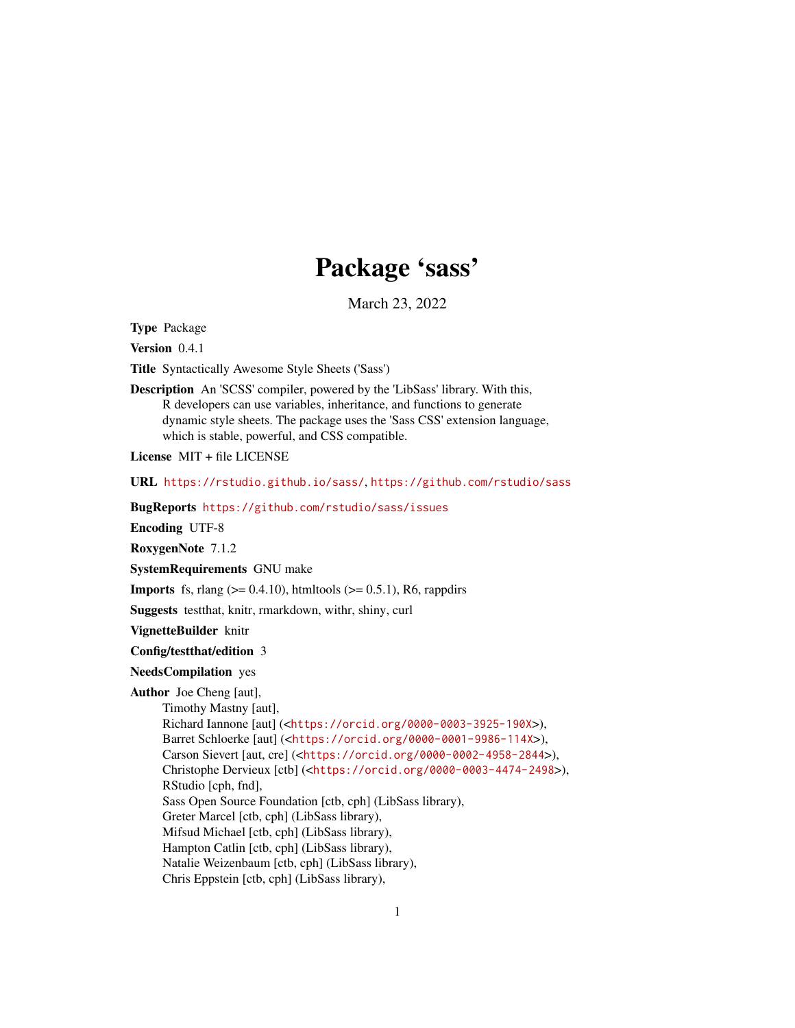# Package 'sass'

March 23, 2022

**Type** Package

**Version** 0.4.1

**Title** Syntactically Awesome Style Sheets ('Sass')

**Description** An 'SCSS' compiler, powered by the 'LibSass' library. With this, R developers can use variables, inheritance, and functions to generate dynamic style sheets. The package uses the 'Sass CSS' extension language, which is stable, powerful, and CSS compatible.

**License** MIT + file LICENSE

**URL** https://rstudio.github.io/sass/, https://github.com/rstudio/sass

**BugReports** https://github.com/rstudio/sass/issues

**Encoding** UTF-8

**RoxygenNote** 7.1.2

**SystemRequirements** GNU make

**Imports** fs, rlang (>= 0.4.10), htmltools (>= 0.5.1), R6, rappdirs

**Suggests** testthat, knitr, rmarkdown, withr, shiny, curl

**VignetteBuilder** knitr

**Config/testthat/edition** 3

**NeedsCompilation** yes

**Author** Joe Cheng [aut],
Timothy Mastny [aut],
Richard Iannone [aut] (<https://orcid.org/0000-0003-3925-190X>),
Barret Schloerke [aut] (<https://orcid.org/0000-0001-9986-114X>),
Carson Sievert [aut, cre] (<https://orcid.org/0000-0002-4958-2844>),
Christophe Dervieux [ctb] (<https://orcid.org/0000-0003-4474-2498>),
RStudio [cph, fnd],
Sass Open Source Foundation [ctb, cph] (LibSass library),
Greter Marcel [ctb, cph] (LibSass library),
Mifsud Michael [ctb, cph] (LibSass library),
Hampton Catlin [ctb, cph] (LibSass library),
Natalie Weizenbaum [ctb, cph] (LibSass library),
Chris Eppstein [ctb, cph] (LibSass library),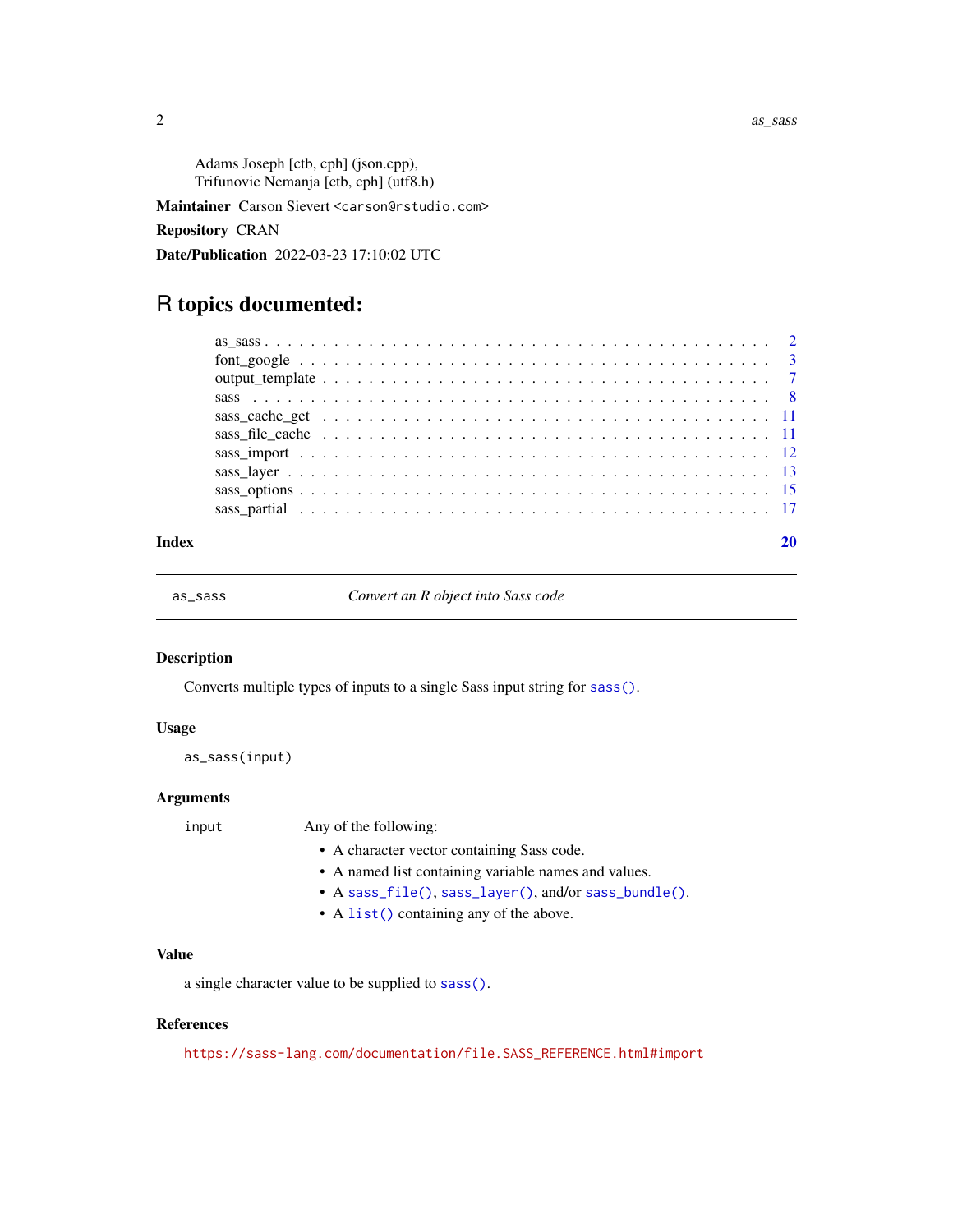Adams Joseph [ctb, cph] (json.cpp),
Trifunovic Nemanja [ctb, cph] (utf8.h)

**Maintainer** Carson Sievert <carson@rstudio.com>

**Repository** CRAN

**Date/Publication** 2022-03-23 17:10:02 UTC

# R topics documented:

| | |
|---|---|
| as_sass | 2 |
| font_google | 3 |
| output_template | 7 |
| sass | 8 |
| sass_cache_get | 11 |
| sass_file_cache | 11 |
| sass_import | 12 |
| sass_layer | 13 |
| sass_options | 15 |
| sass_partial | 17 |

**Index** **20**

---

## as_sass — *Convert an R object into Sass code*

---

### Description

Converts multiple types of inputs to a single Sass input string for `sass()`.

### Usage

```
as_sass(input)
```

### Arguments

`input` Any of the following:

- A character vector containing Sass code.
- A named list containing variable names and values.
- A `sass_file()`, `sass_layer()`, and/or `sass_bundle()`.
- A `list()` containing any of the above.

### Value

a single character value to be supplied to `sass()`.

### References

https://sass-lang.com/documentation/file.SASS_REFERENCE.html#import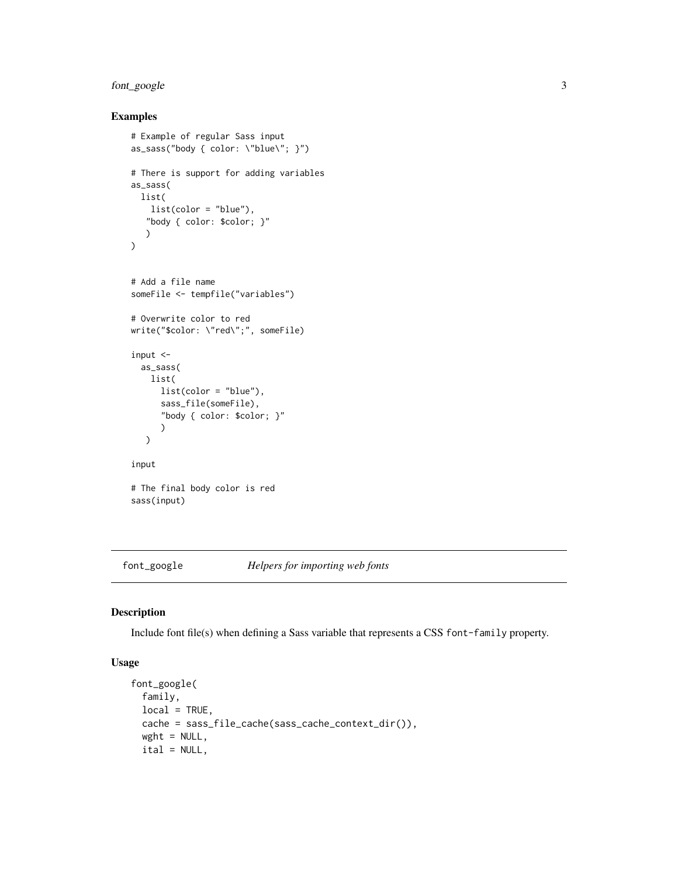## Examples

```
# Example of regular Sass input
as_sass("body { color: \"blue\"; }")

# There is support for adding variables
as_sass(
  list(
    list(color = "blue"),
   "body { color: $color; }"
    )
)


# Add a file name
someFile <- tempfile("variables")

# Overwrite color to red
write("$color: \"red\";", someFile)

input <-
  as_sass(
    list(
      list(color = "blue"),
      sass_file(someFile),
      "body { color: $color; }"
      )
    )

input

# The final body color is red
sass(input)
```

---

font_google *Helpers for importing web fonts*

---

## Description

Include font file(s) when defining a Sass variable that represents a CSS `font-family` property.

## Usage

```
font_google(
  family,
  local = TRUE,
  cache = sass_file_cache(sass_cache_context_dir()),
  wght = NULL,
  ital = NULL,
```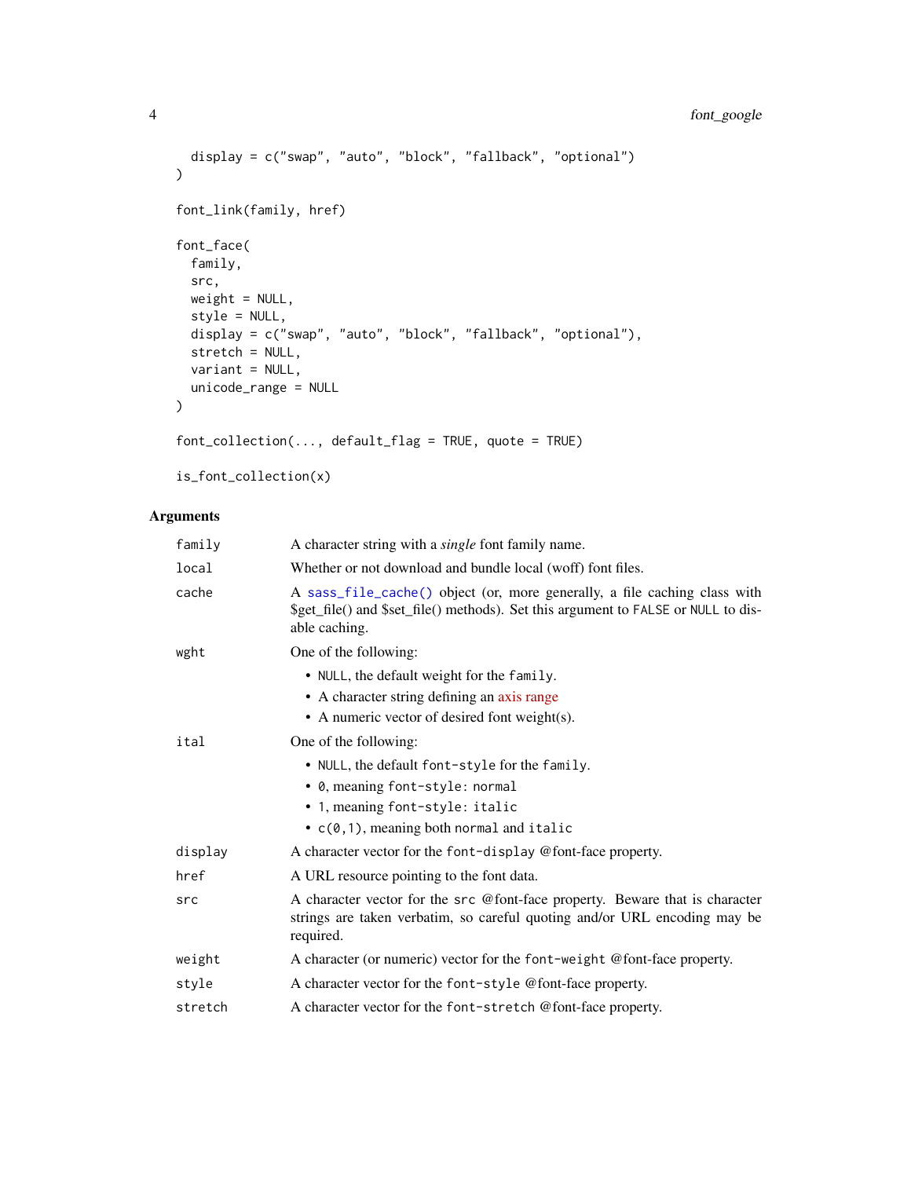```
  display = c("swap", "auto", "block", "fallback", "optional")
)

font_link(family, href)

font_face(
  family,
  src,
  weight = NULL,
  style = NULL,
  display = c("swap", "auto", "block", "fallback", "optional"),
  stretch = NULL,
  variant = NULL,
  unicode_range = NULL
)

font_collection(..., default_flag = TRUE, quote = TRUE)

is_font_collection(x)
```

## Arguments

| | |
|---|---|
| `family` | A character string with a *single* font family name. |
| `local` | Whether or not download and bundle local (woff) font files. |
| `cache` | A `sass_file_cache()` object (or, more generally, a file caching class with $get_file() and $set_file() methods). Set this argument to `FALSE` or `NULL` to disable caching. |
| `wght` | One of the following: <br>• `NULL`, the default weight for the `family`. <br>• A character string defining an axis range <br>• A numeric vector of desired font weight(s). |
| `ital` | One of the following: <br>• `NULL`, the default `font-style` for the `family`. <br>• `0`, meaning `font-style: normal` <br>• `1`, meaning `font-style: italic` <br>• `c(0,1)`, meaning both `normal` and `italic` |
| `display` | A character vector for the `font-display` @font-face property. |
| `href` | A URL resource pointing to the font data. |
| `src` | A character vector for the `src` @font-face property. Beware that is character strings are taken verbatim, so careful quoting and/or URL encoding may be required. |
| `weight` | A character (or numeric) vector for the `font-weight` @font-face property. |
| `style` | A character vector for the `font-style` @font-face property. |
| `stretch` | A character vector for the `font-stretch` @font-face property. |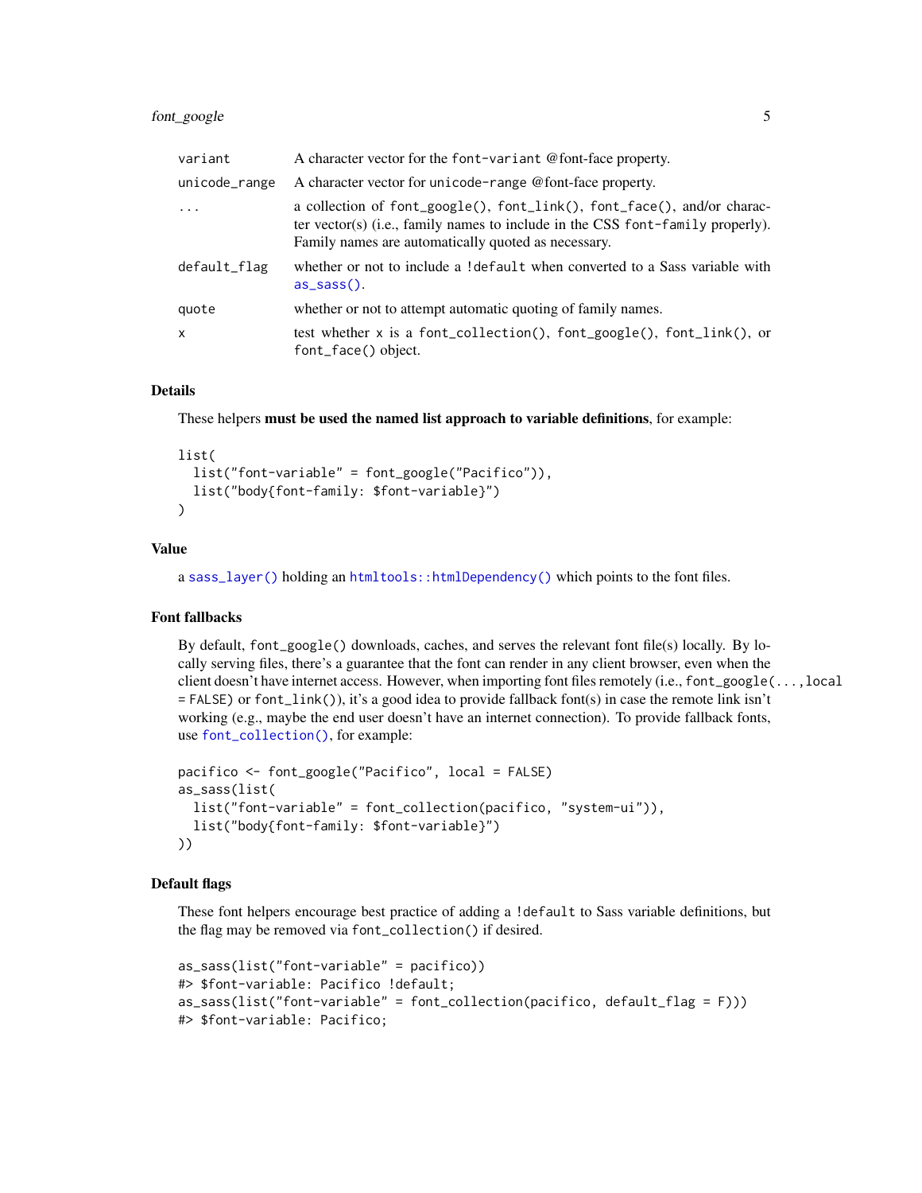| | |
|---|---|
| variant | A character vector for the `font-variant` @font-face property. |
| unicode_range | A character vector for `unicode-range` @font-face property. |
| ... | a collection of `font_google()`, `font_link()`, `font_face()`, and/or character vector(s) (i.e., family names to include in the CSS `font-family` properly). Family names are automatically quoted as necessary. |
| default_flag | whether or not to include a `!default` when converted to a Sass variable with `as_sass()`. |
| quote | whether or not to attempt automatic quoting of family names. |
| x | test whether `x` is a `font_collection()`, `font_google()`, `font_link()`, or `font_face()` object. |

### Details

These helpers **must be used the named list approach to variable definitions**, for example:

```
list(
  list("font-variable" = font_google("Pacifico")),
  list("body{font-family: $font-variable}")
)
```

### Value

a `sass_layer()` holding an `htmltools::htmlDependency()` which points to the font files.

### Font fallbacks

By default, `font_google()` downloads, caches, and serves the relevant font file(s) locally. By locally serving files, there's a guarantee that the font can render in any client browser, even when the client doesn't have internet access. However, when importing font files remotely (i.e., `font_google(...,local = FALSE)` or `font_link()`), it's a good idea to provide fallback font(s) in case the remote link isn't working (e.g., maybe the end user doesn't have an internet connection). To provide fallback fonts, use `font_collection()`, for example:

```
pacifico <- font_google("Pacifico", local = FALSE)
as_sass(list(
  list("font-variable" = font_collection(pacifico, "system-ui")),
  list("body{font-family: $font-variable}")
))
```

### Default flags

These font helpers encourage best practice of adding a `!default` to Sass variable definitions, but the flag may be removed via `font_collection()` if desired.

```
as_sass(list("font-variable" = pacifico))
#> $font-variable: Pacifico !default;
as_sass(list("font-variable" = font_collection(pacifico, default_flag = F)))
#> $font-variable: Pacifico;
```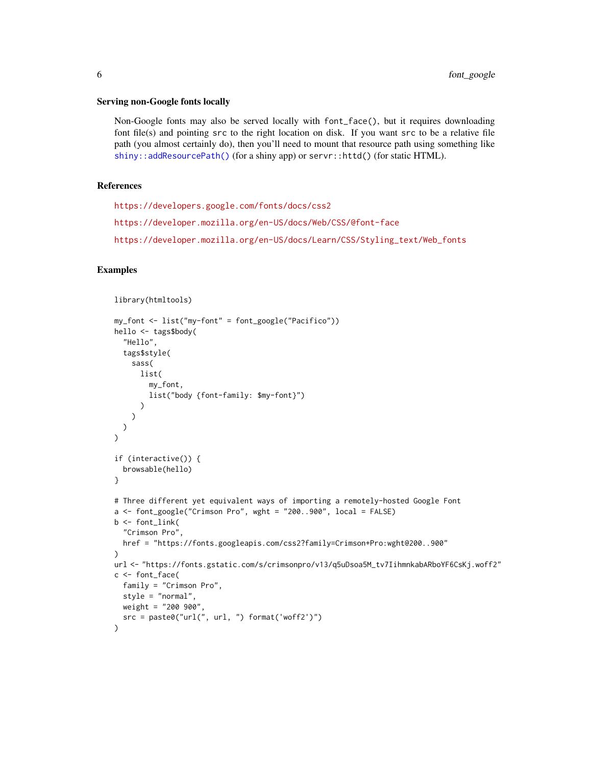### Serving non-Google fonts locally

Non-Google fonts may also be served locally with `font_face()`, but it requires downloading font file(s) and pointing `src` to the right location on disk. If you want `src` to be a relative file path (you almost certainly do), then you'll need to mount that resource path using something like `shiny::addResourcePath()` (for a shiny app) or `servr::httd()` (for static HTML).

## References

https://developers.google.com/fonts/docs/css2

https://developer.mozilla.org/en-US/docs/Web/CSS/@font-face

https://developer.mozilla.org/en-US/docs/Learn/CSS/Styling_text/Web_fonts

## Examples

```
library(htmltools)

my_font <- list("my-font" = font_google("Pacifico"))
hello <- tags$body(
  "Hello",
  tags$style(
    sass(
      list(
        my_font,
        list("body {font-family: $my-font}")
      )
    )
  )
)

if (interactive()) {
  browsable(hello)
}

# Three different yet equivalent ways of importing a remotely-hosted Google Font
a <- font_google("Crimson Pro", wght = "200..900", local = FALSE)
b <- font_link(
  "Crimson Pro",
  href = "https://fonts.googleapis.com/css2?family=Crimson+Pro:wght@200..900"
)
url <- "https://fonts.gstatic.com/s/crimsonpro/v13/q5uDsoa5M_tv7IihmnkabARboYF6CsKj.woff2"
c <- font_face(
  family = "Crimson Pro",
  style = "normal",
  weight = "200 900",
  src = paste0("url(", url, ") format('woff2')")
)
```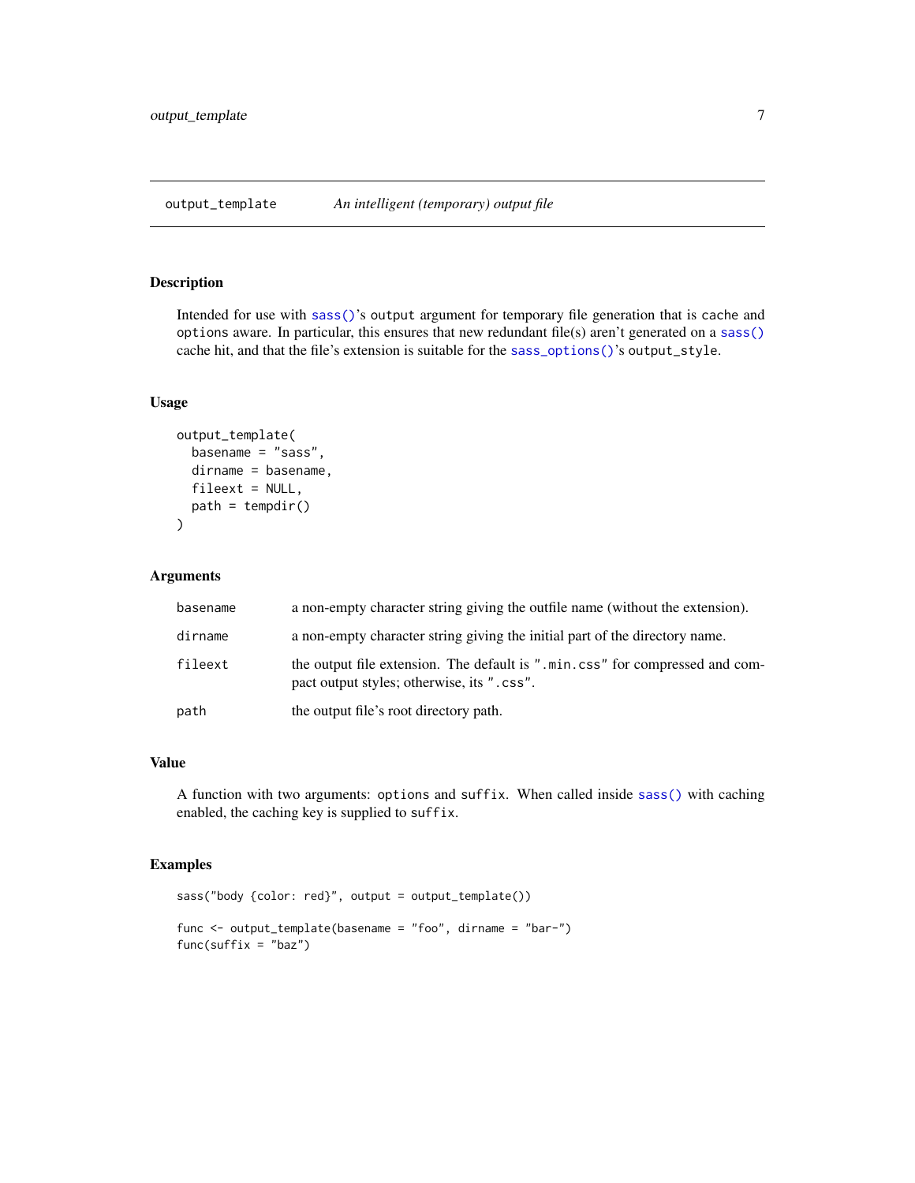## output_template *An intelligent (temporary) output file*

### Description

Intended for use with `sass()`'s `output` argument for temporary file generation that is `cache` and `options` aware. In particular, this ensures that new redundant file(s) aren't generated on a `sass()` cache hit, and that the file's extension is suitable for the `sass_options()`'s `output_style`.

### Usage

```
output_template(
  basename = "sass",
  dirname = basename,
  fileext = NULL,
  path = tempdir()
)
```

### Arguments

| | |
|---|---|
| `basename` | a non-empty character string giving the outfile name (without the extension). |
| `dirname` | a non-empty character string giving the initial part of the directory name. |
| `fileext` | the output file extension. The default is `".min.css"` for compressed and compact output styles; otherwise, its `".css"`. |
| `path` | the output file's root directory path. |

### Value

A function with two arguments: `options` and `suffix`. When called inside `sass()` with caching enabled, the caching key is supplied to `suffix`.

### Examples

```
sass("body {color: red}", output = output_template())

func <- output_template(basename = "foo", dirname = "bar-")
func(suffix = "baz")
```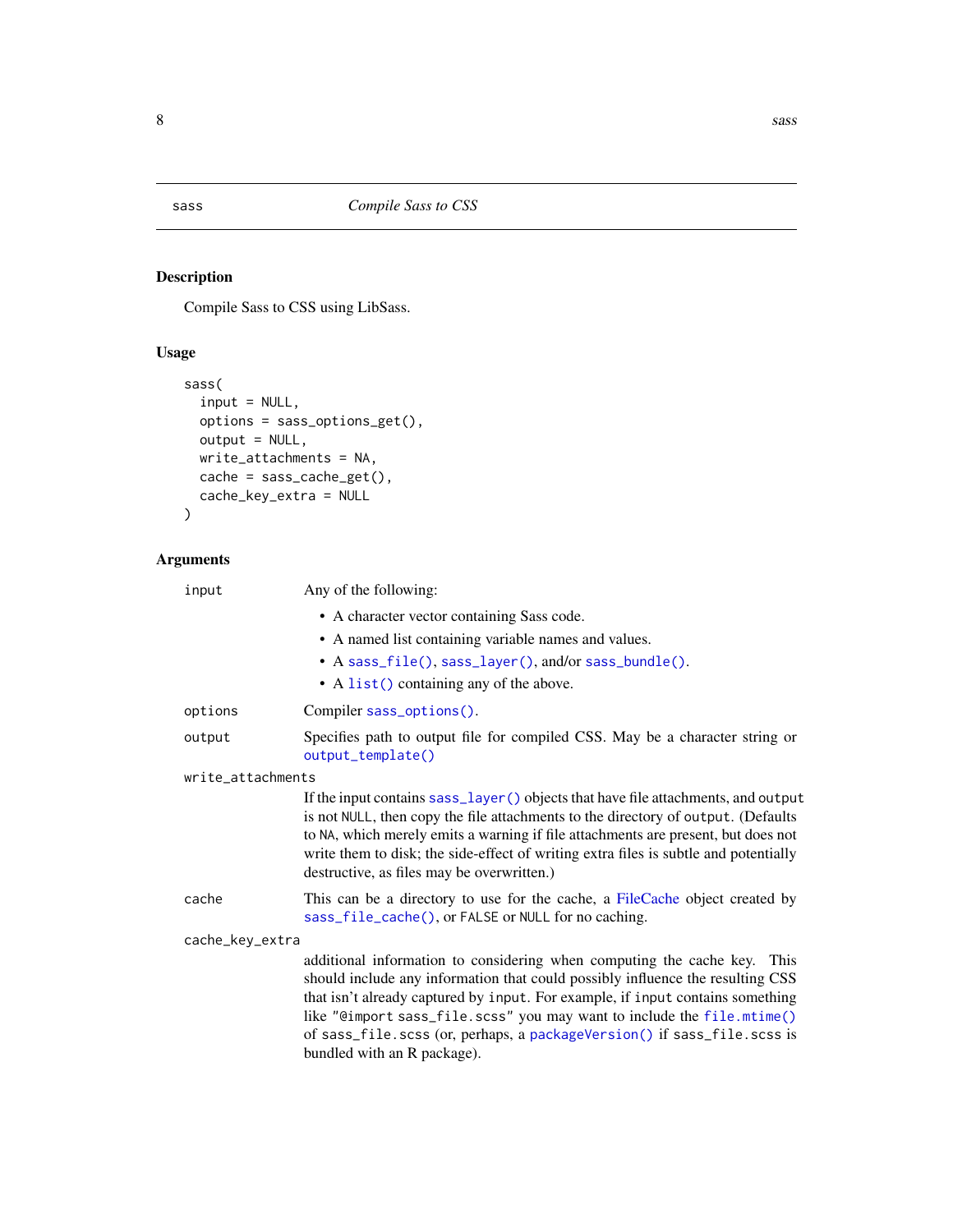## sass — *Compile Sass to CSS*

### Description

Compile Sass to CSS using LibSass.

### Usage

```
sass(
  input = NULL,
  options = sass_options_get(),
  output = NULL,
  write_attachments = NA,
  cache = sass_cache_get(),
  cache_key_extra = NULL
)
```

### Arguments

`input` — Any of the following:

- A character vector containing Sass code.
- A named list containing variable names and values.
- A `sass_file()`, `sass_layer()`, and/or `sass_bundle()`.
- A `list()` containing any of the above.

`options` — Compiler `sass_options()`.

`output` — Specifies path to output file for compiled CSS. May be a character string or `output_template()`

`write_attachments` — If the input contains `sass_layer()` objects that have file attachments, and `output` is not `NULL`, then copy the file attachments to the directory of `output`. (Defaults to `NA`, which merely emits a warning if file attachments are present, but does not write them to disk; the side-effect of writing extra files is subtle and potentially destructive, as files may be overwritten.)

`cache` — This can be a directory to use for the cache, a FileCache object created by `sass_file_cache()`, or `FALSE` or `NULL` for no caching.

`cache_key_extra` — additional information to considering when computing the cache key. This should include any information that could possibly influence the resulting CSS that isn't already captured by `input`. For example, if `input` contains something like `"@import sass_file.scss"` you may want to include the `file.mtime()` of `sass_file.scss` (or, perhaps, a `packageVersion()` if `sass_file.scss` is bundled with an R package).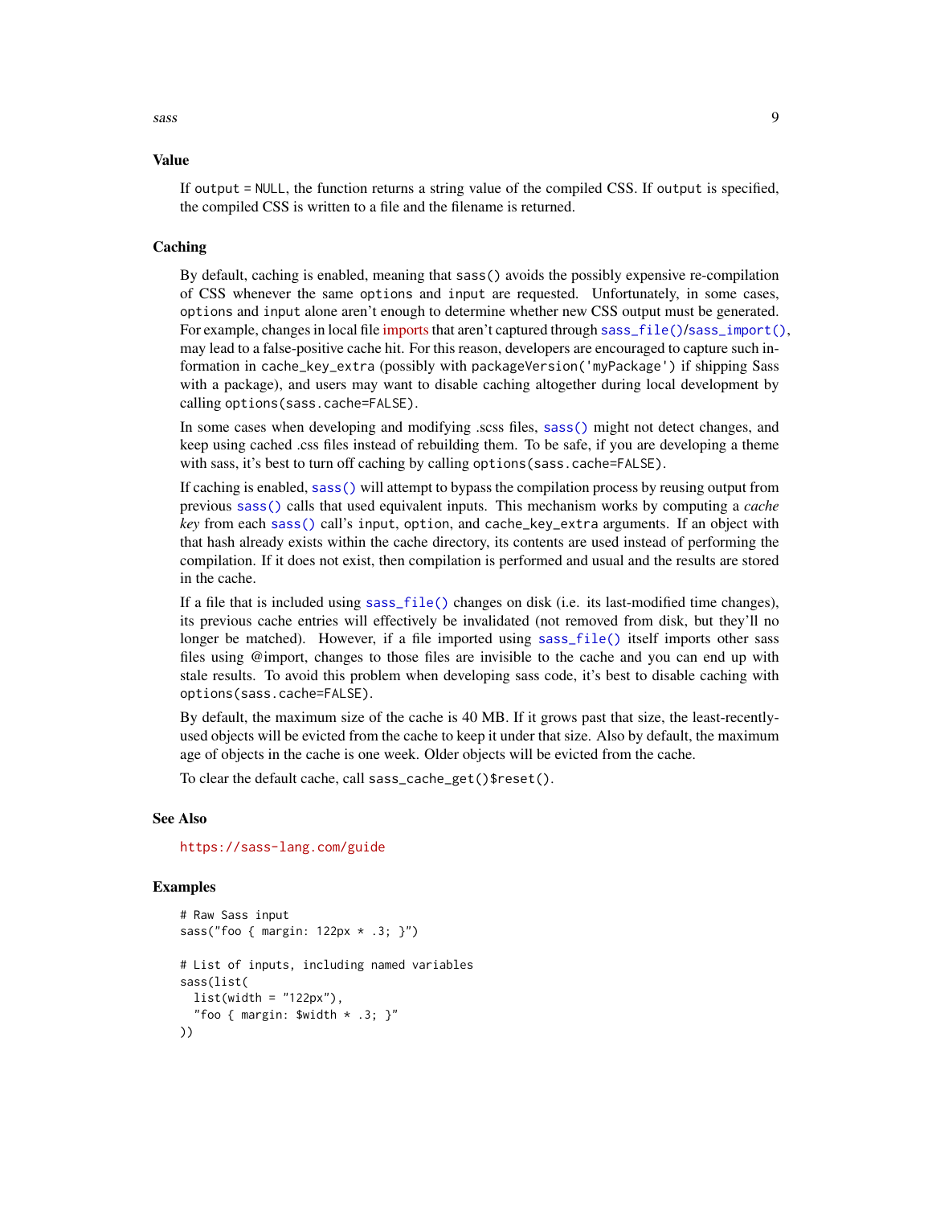### Value

If `output = NULL`, the function returns a string value of the compiled CSS. If `output` is specified, the compiled CSS is written to a file and the filename is returned.

### Caching

By default, caching is enabled, meaning that `sass()` avoids the possibly expensive re-compilation of CSS whenever the same `options` and `input` are requested. Unfortunately, in some cases, `options` and `input` alone aren't enough to determine whether new CSS output must be generated. For example, changes in local file imports that aren't captured through `sass_file()`/`sass_import()`, may lead to a false-positive cache hit. For this reason, developers are encouraged to capture such information in `cache_key_extra` (possibly with `packageVersion('myPackage')` if shipping Sass with a package), and users may want to disable caching altogether during local development by calling `options(sass.cache=FALSE)`.

In some cases when developing and modifying .scss files, `sass()` might not detect changes, and keep using cached .css files instead of rebuilding them. To be safe, if you are developing a theme with sass, it's best to turn off caching by calling `options(sass.cache=FALSE)`.

If caching is enabled, `sass()` will attempt to bypass the compilation process by reusing output from previous `sass()` calls that used equivalent inputs. This mechanism works by computing a *cache key* from each `sass()` call's `input`, `option`, and `cache_key_extra` arguments. If an object with that hash already exists within the cache directory, its contents are used instead of performing the compilation. If it does not exist, then compilation is performed and usual and the results are stored in the cache.

If a file that is included using `sass_file()` changes on disk (i.e. its last-modified time changes), its previous cache entries will effectively be invalidated (not removed from disk, but they'll no longer be matched). However, if a file imported using `sass_file()` itself imports other sass files using @import, changes to those files are invisible to the cache and you can end up with stale results. To avoid this problem when developing sass code, it's best to disable caching with `options(sass.cache=FALSE)`.

By default, the maximum size of the cache is 40 MB. If it grows past that size, the least-recently-used objects will be evicted from the cache to keep it under that size. Also by default, the maximum age of objects in the cache is one week. Older objects will be evicted from the cache.

To clear the default cache, call `sass_cache_get()$reset()`.

### See Also

https://sass-lang.com/guide

### Examples

```
# Raw Sass input
sass("foo { margin: 122px * .3; }")

# List of inputs, including named variables
sass(list(
  list(width = "122px"),
  "foo { margin: $width * .3; }"
))
```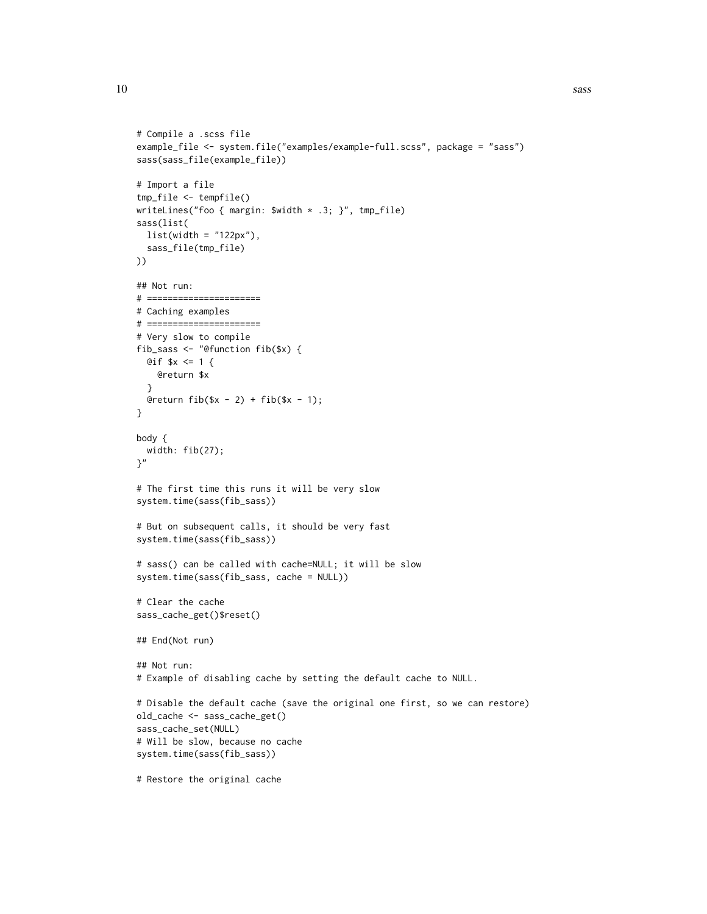```
# Compile a .scss file
example_file <- system.file("examples/example-full.scss", package = "sass")
sass(sass_file(example_file))

# Import a file
tmp_file <- tempfile()
writeLines("foo { margin: $width * .3; }", tmp_file)
sass(list(
  list(width = "122px"),
  sass_file(tmp_file)
))

## Not run:
# ======================
# Caching examples
# ======================
# Very slow to compile
fib_sass <- "@function fib($x) {
  @if $x <= 1 {
    @return $x
  }
  @return fib($x - 2) + fib($x - 1);
}

body {
  width: fib(27);
}"

# The first time this runs it will be very slow
system.time(sass(fib_sass))

# But on subsequent calls, it should be very fast
system.time(sass(fib_sass))

# sass() can be called with cache=NULL; it will be slow
system.time(sass(fib_sass, cache = NULL))

# Clear the cache
sass_cache_get()$reset()

## End(Not run)

## Not run:
# Example of disabling cache by setting the default cache to NULL.

# Disable the default cache (save the original one first, so we can restore)
old_cache <- sass_cache_get()
sass_cache_set(NULL)
# Will be slow, because no cache
system.time(sass(fib_sass))

# Restore the original cache
```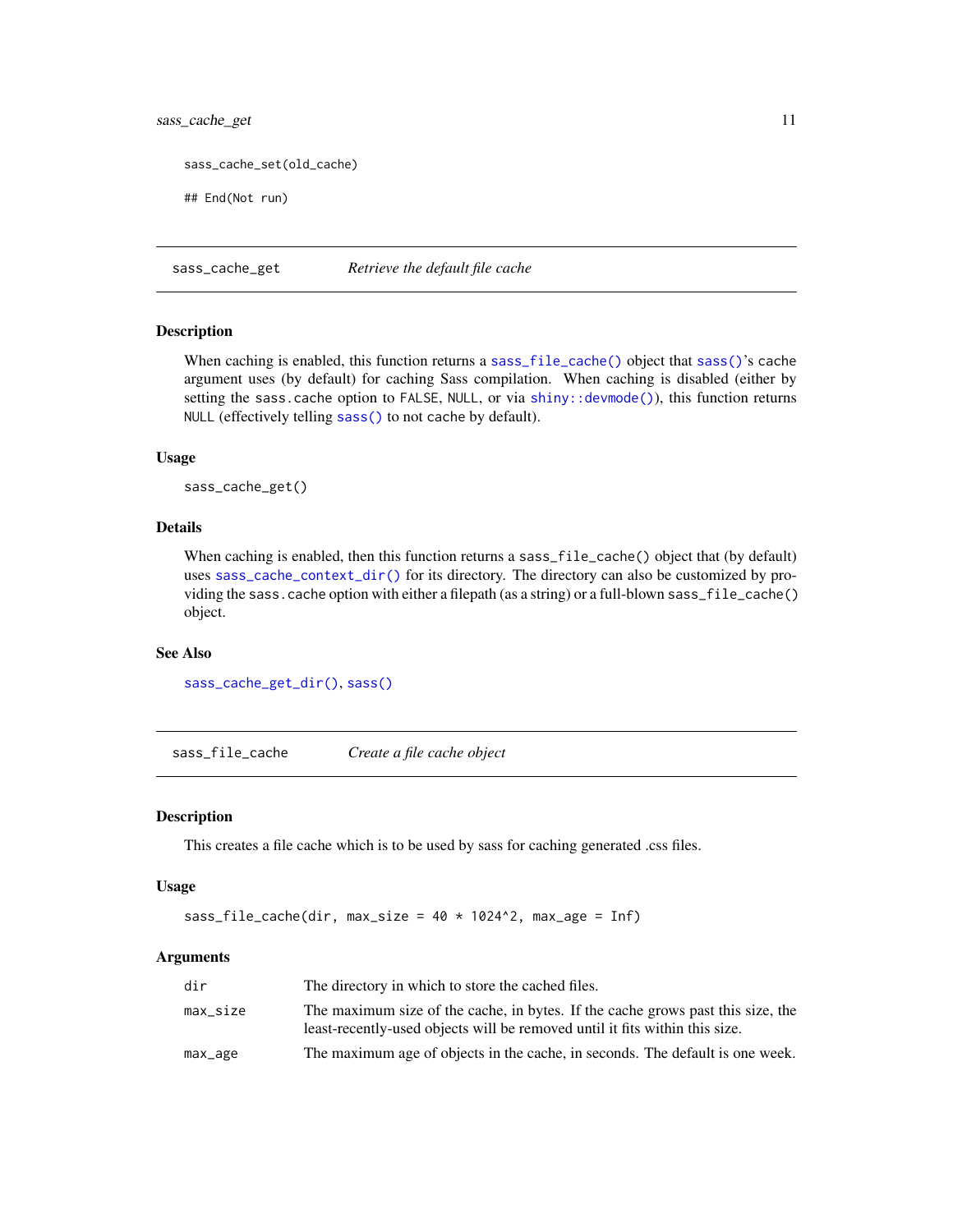```
sass_cache_set(old_cache)

## End(Not run)
```

## sass_cache_get — *Retrieve the default file cache*

### Description

When caching is enabled, this function returns a sass_file_cache() object that sass()'s cache argument uses (by default) for caching Sass compilation. When caching is disabled (either by setting the sass.cache option to FALSE, NULL, or via shiny::devmode()), this function returns NULL (effectively telling sass() to not cache by default).

### Usage

```
sass_cache_get()
```

### Details

When caching is enabled, then this function returns a sass_file_cache() object that (by default) uses sass_cache_context_dir() for its directory. The directory can also be customized by providing the sass.cache option with either a filepath (as a string) or a full-blown sass_file_cache() object.

### See Also

sass_cache_get_dir(), sass()

## sass_file_cache — *Create a file cache object*

### Description

This creates a file cache which is to be used by sass for caching generated .css files.

### Usage

```
sass_file_cache(dir, max_size = 40 * 1024^2, max_age = Inf)
```

### Arguments

| Argument | Description |
|---|---|
| dir | The directory in which to store the cached files. |
| max_size | The maximum size of the cache, in bytes. If the cache grows past this size, the least-recently-used objects will be removed until it fits within this size. |
| max_age | The maximum age of objects in the cache, in seconds. The default is one week. |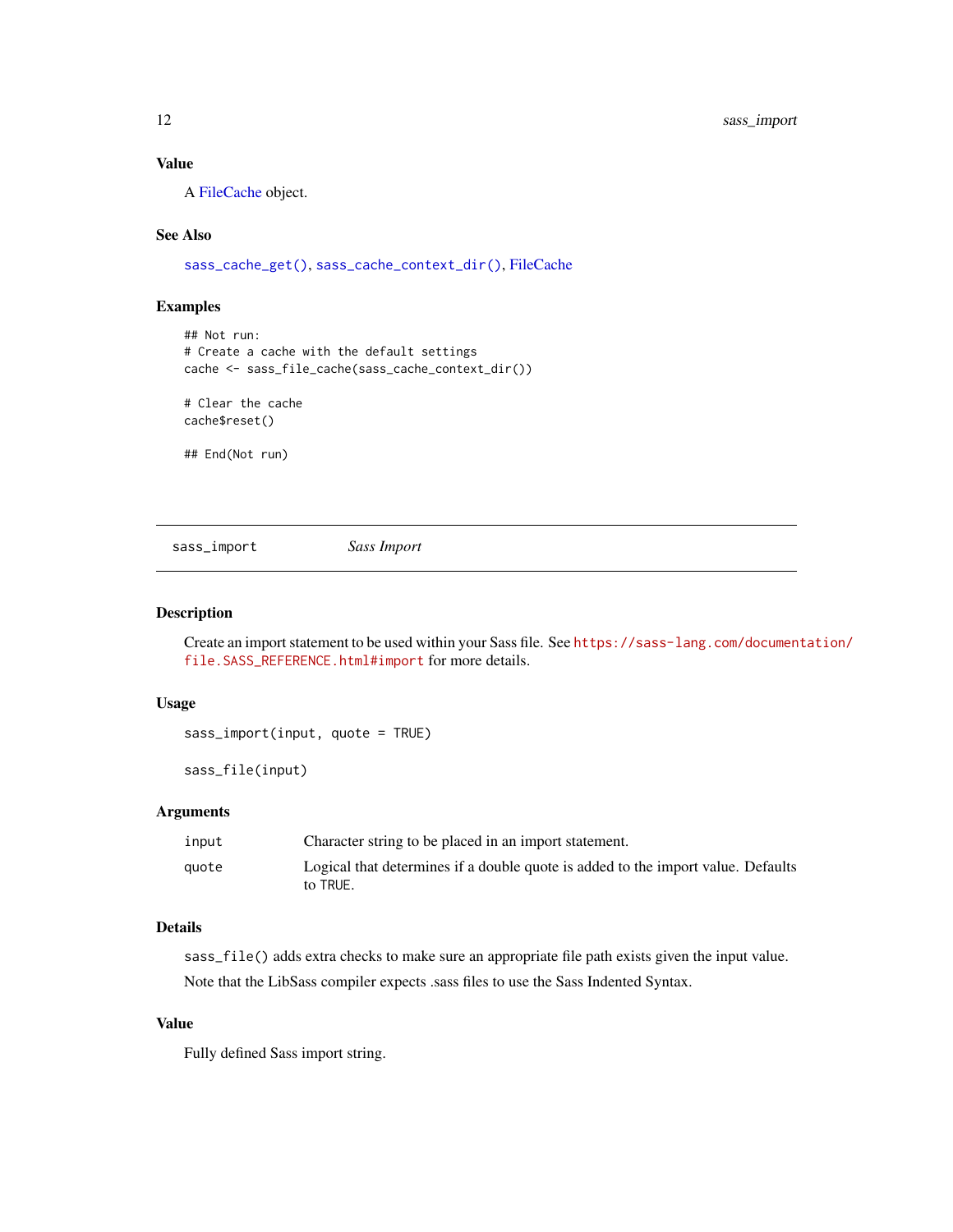### Value

A FileCache object.

### See Also

`sass_cache_get()`, `sass_cache_context_dir()`, FileCache

### Examples

```
## Not run:
# Create a cache with the default settings
cache <- sass_file_cache(sass_cache_context_dir())

# Clear the cache
cache$reset()

## End(Not run)
```

---

## sass_import — *Sass Import*

### Description

Create an import statement to be used within your Sass file. See https://sass-lang.com/documentation/file.SASS_REFERENCE.html#import for more details.

### Usage

```
sass_import(input, quote = TRUE)

sass_file(input)
```

### Arguments

| | |
|---|---|
| `input` | Character string to be placed in an import statement. |
| `quote` | Logical that determines if a double quote is added to the import value. Defaults to `TRUE`. |

### Details

`sass_file()` adds extra checks to make sure an appropriate file path exists given the input value.

Note that the LibSass compiler expects .sass files to use the Sass Indented Syntax.

### Value

Fully defined Sass import string.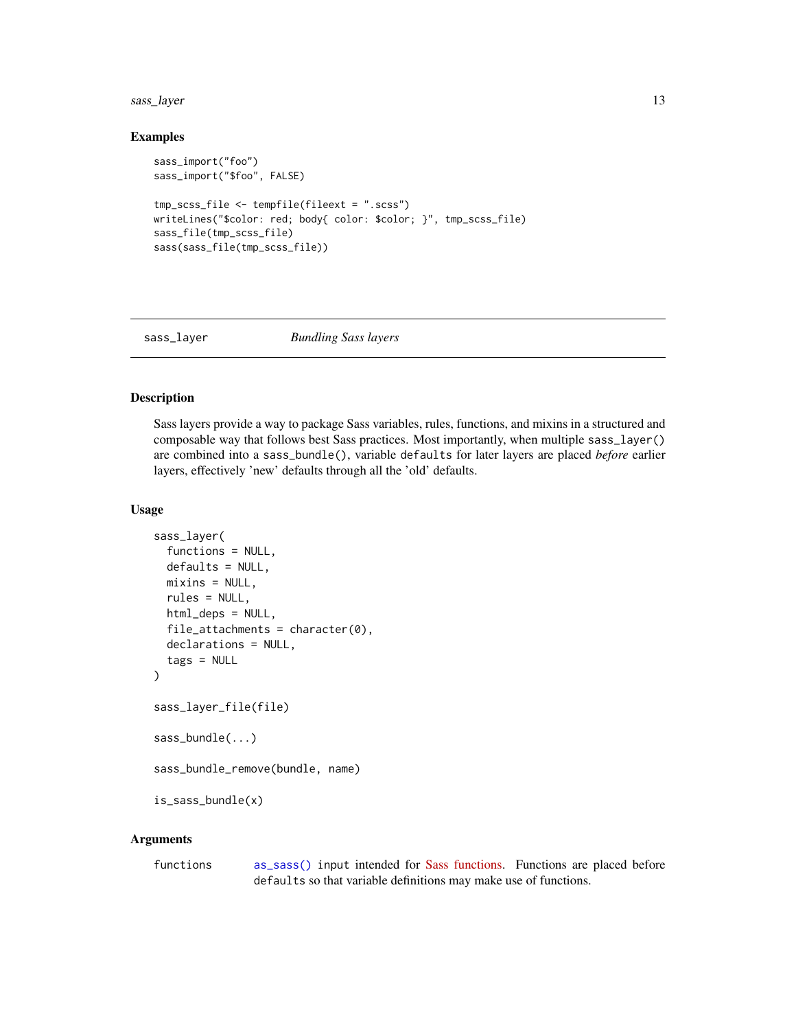## Examples

```
sass_import("foo")
sass_import("$foo", FALSE)

tmp_scss_file <- tempfile(fileext = ".scss")
writeLines("$color: red; body{ color: $color; }", tmp_scss_file)
sass_file(tmp_scss_file)
sass(sass_file(tmp_scss_file))
```

---

# sass_layer — *Bundling Sass layers*

---

## Description

Sass layers provide a way to package Sass variables, rules, functions, and mixins in a structured and composable way that follows best Sass practices. Most importantly, when multiple `sass_layer()` are combined into a `sass_bundle()`, variable `defaults` for later layers are placed *before* earlier layers, effectively 'new' defaults through all the 'old' defaults.

## Usage

```
sass_layer(
  functions = NULL,
  defaults = NULL,
  mixins = NULL,
  rules = NULL,
  html_deps = NULL,
  file_attachments = character(0),
  declarations = NULL,
  tags = NULL
)

sass_layer_file(file)

sass_bundle(...)

sass_bundle_remove(bundle, name)

is_sass_bundle(x)
```

## Arguments

| | |
|---|---|
| `functions` | `as_sass()` input intended for Sass functions. Functions are placed before `defaults` so that variable definitions may make use of functions. |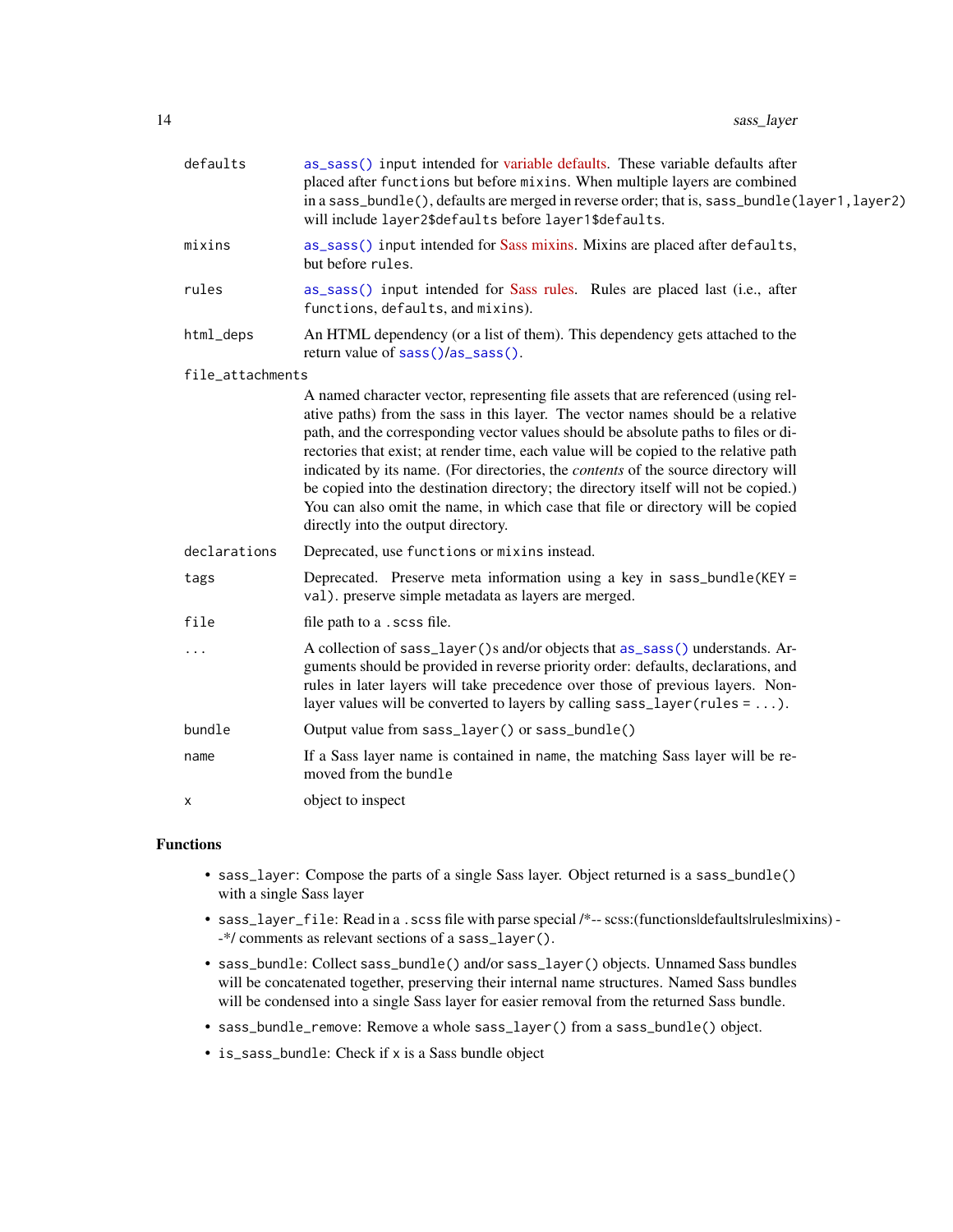| | |
|---|---|
| defaults | `as_sass()` input intended for variable defaults. These variable defaults after placed after `functions` but before `mixins`. When multiple layers are combined in a `sass_bundle()`, defaults are merged in reverse order; that is, `sass_bundle(layer1,layer2)` will include `layer2$defaults` before `layer1$defaults`. |
| mixins | `as_sass()` input intended for Sass mixins. Mixins are placed after `defaults`, but before `rules`. |
| rules | `as_sass()` input intended for Sass rules. Rules are placed last (i.e., after `functions`, `defaults`, and `mixins`). |
| html_deps | An HTML dependency (or a list of them). This dependency gets attached to the return value of `sass()`/`as_sass()`. |
| file_attachments | A named character vector, representing file assets that are referenced (using relative paths) from the sass in this layer. The vector names should be a relative path, and the corresponding vector values should be absolute paths to files or directories that exist; at render time, each value will be copied to the relative path indicated by its name. (For directories, the *contents* of the source directory will be copied into the destination directory; the directory itself will not be copied.) You can also omit the name, in which case that file or directory will be copied directly into the output directory. |
| declarations | Deprecated, use `functions` or `mixins` instead. |
| tags | Deprecated. Preserve meta information using a key in `sass_bundle(KEY = val)`. preserve simple metadata as layers are merged. |
| file | file path to a `.scss` file. |
| ... | A collection of `sass_layer()`s and/or objects that `as_sass()` understands. Arguments should be provided in reverse priority order: defaults, declarations, and rules in later layers will take precedence over those of previous layers. Non-layer values will be converted to layers by calling `sass_layer(rules = ...)`. |
| bundle | Output value from `sass_layer()` or `sass_bundle()` |
| name | If a Sass layer name is contained in `name`, the matching Sass layer will be removed from the `bundle` |
| x | object to inspect |

### Functions

- `sass_layer`: Compose the parts of a single Sass layer. Object returned is a `sass_bundle()` with a single Sass layer
- `sass_layer_file`: Read in a `.scss` file with parse special /*-- scss:(functions|defaults|rules|mixins) --*/ comments as relevant sections of a `sass_layer()`.
- `sass_bundle`: Collect `sass_bundle()` and/or `sass_layer()` objects. Unnamed Sass bundles will be concatenated together, preserving their internal name structures. Named Sass bundles will be condensed into a single Sass layer for easier removal from the returned Sass bundle.
- `sass_bundle_remove`: Remove a whole `sass_layer()` from a `sass_bundle()` object.
- `is_sass_bundle`: Check if `x` is a Sass bundle object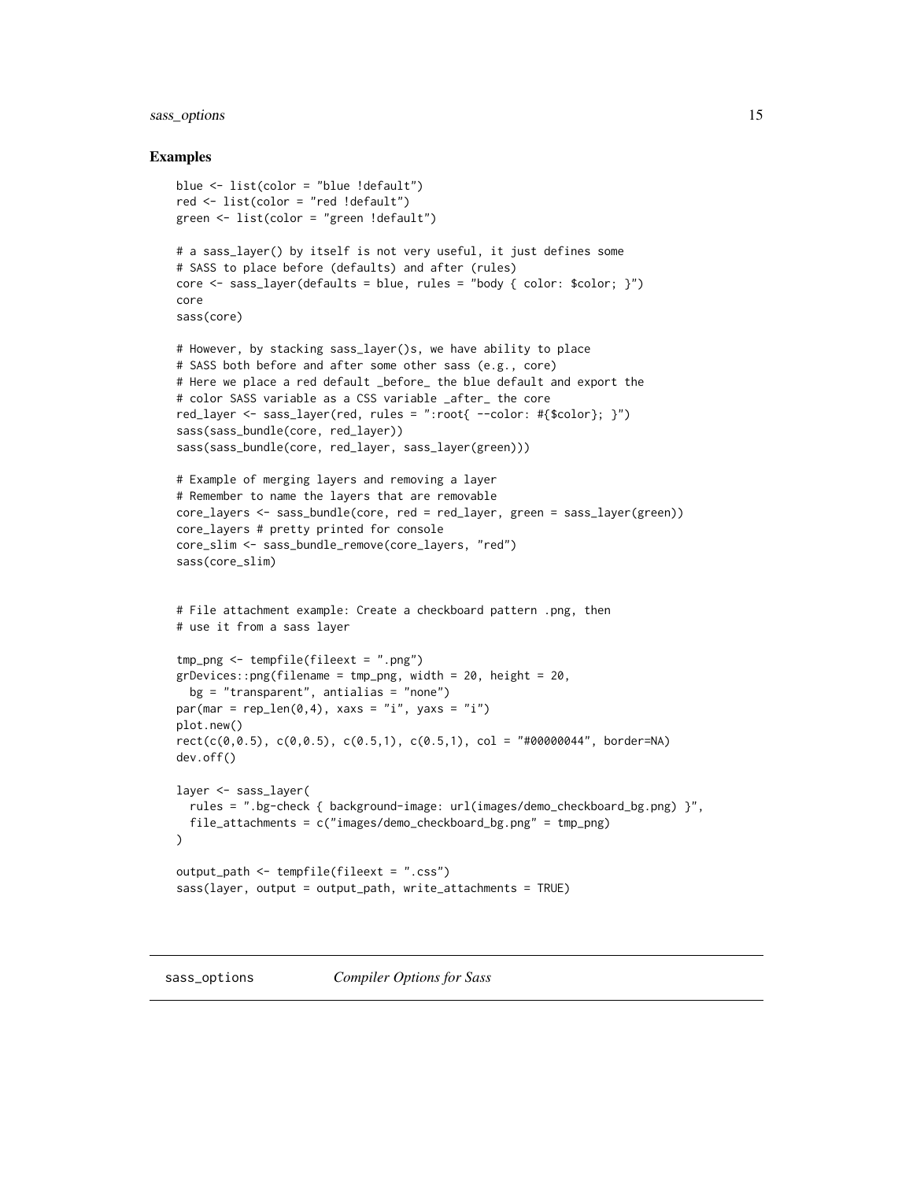### Examples

```
blue <- list(color = "blue !default")
red <- list(color = "red !default")
green <- list(color = "green !default")

# a sass_layer() by itself is not very useful, it just defines some
# SASS to place before (defaults) and after (rules)
core <- sass_layer(defaults = blue, rules = "body { color: $color; }")
core
sass(core)

# However, by stacking sass_layer()s, we have ability to place
# SASS both before and after some other sass (e.g., core)
# Here we place a red default _before_ the blue default and export the
# color SASS variable as a CSS variable _after_ the core
red_layer <- sass_layer(red, rules = ":root{ --color: #{$color}; }")
sass(sass_bundle(core, red_layer))
sass(sass_bundle(core, red_layer, sass_layer(green)))

# Example of merging layers and removing a layer
# Remember to name the layers that are removable
core_layers <- sass_bundle(core, red = red_layer, green = sass_layer(green))
core_layers # pretty printed for console
core_slim <- sass_bundle_remove(core_layers, "red")
sass(core_slim)


# File attachment example: Create a checkboard pattern .png, then
# use it from a sass layer

tmp_png <- tempfile(fileext = ".png")
grDevices::png(filename = tmp_png, width = 20, height = 20,
  bg = "transparent", antialias = "none")
par(mar = rep_len(0,4), xaxs = "i", yaxs = "i")
plot.new()
rect(c(0,0.5), c(0,0.5), c(0.5,1), c(0.5,1), col = "#00000044", border=NA)
dev.off()

layer <- sass_layer(
  rules = ".bg-check { background-image: url(images/demo_checkboard_bg.png) }",
  file_attachments = c("images/demo_checkboard_bg.png" = tmp_png)
)

output_path <- tempfile(fileext = ".css")
sass(layer, output = output_path, write_attachments = TRUE)
```

---

sass_options — *Compiler Options for Sass*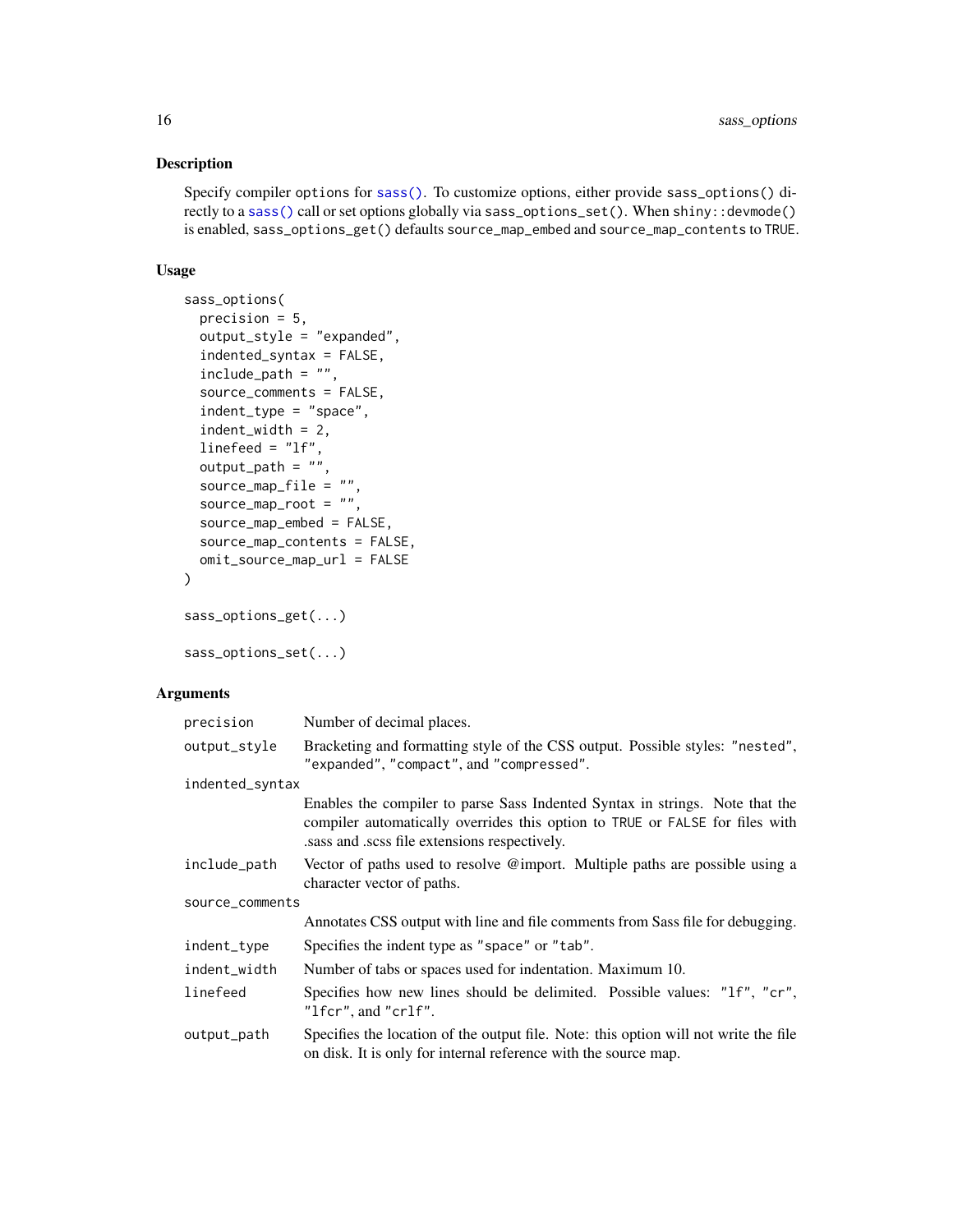## Description

Specify compiler `options` for `sass()`. To customize options, either provide `sass_options()` directly to a `sass()` call or set options globally via `sass_options_set()`. When `shiny::devmode()` is enabled, `sass_options_get()` defaults `source_map_embed` and `source_map_contents` to `TRUE`.

## Usage

```
sass_options(
  precision = 5,
  output_style = "expanded",
  indented_syntax = FALSE,
  include_path = "",
  source_comments = FALSE,
  indent_type = "space",
  indent_width = 2,
  linefeed = "lf",
  output_path = "",
  source_map_file = "",
  source_map_root = "",
  source_map_embed = FALSE,
  source_map_contents = FALSE,
  omit_source_map_url = FALSE
)

sass_options_get(...)

sass_options_set(...)
```

## Arguments

| Argument | Description |
| --- | --- |
| `precision` | Number of decimal places. |
| `output_style` | Bracketing and formatting style of the CSS output. Possible styles: `"nested"`, `"expanded"`, `"compact"`, and `"compressed"`. |
| `indented_syntax` | Enables the compiler to parse Sass Indented Syntax in strings. Note that the compiler automatically overrides this option to `TRUE` or `FALSE` for files with .sass and .scss file extensions respectively. |
| `include_path` | Vector of paths used to resolve @import. Multiple paths are possible using a character vector of paths. |
| `source_comments` | Annotates CSS output with line and file comments from Sass file for debugging. |
| `indent_type` | Specifies the indent type as `"space"` or `"tab"`. |
| `indent_width` | Number of tabs or spaces used for indentation. Maximum 10. |
| `linefeed` | Specifies how new lines should be delimited. Possible values: `"lf"`, `"cr"`, `"lfcr"`, and `"crlf"`. |
| `output_path` | Specifies the location of the output file. Note: this option will not write the file on disk. It is only for internal reference with the source map. |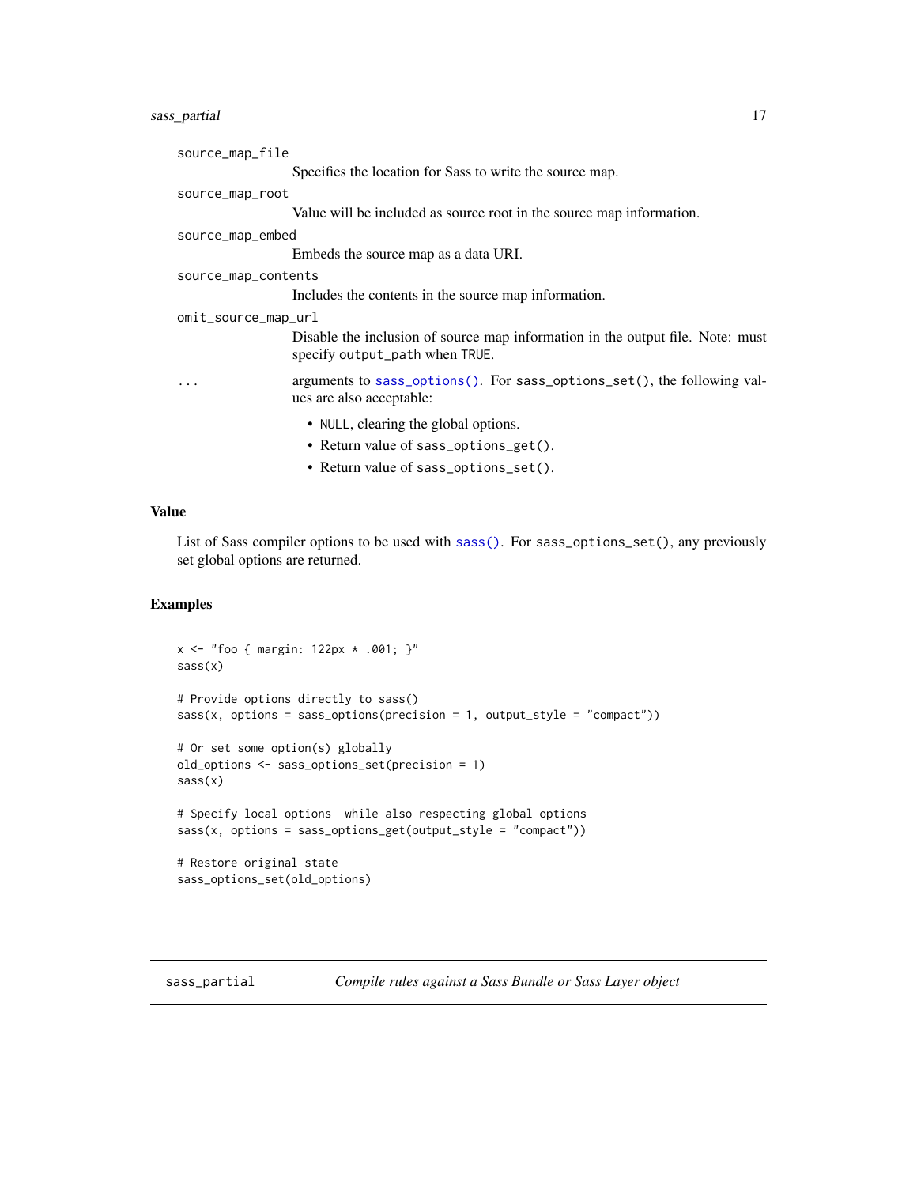`source_map_file`
: Specifies the location for Sass to write the source map.

`source_map_root`
: Value will be included as source root in the source map information.

`source_map_embed`
: Embeds the source map as a data URI.

`source_map_contents`
: Includes the contents in the source map information.

`omit_source_map_url`
: Disable the inclusion of source map information in the output file. Note: must specify `output_path` when `TRUE`.

`...`
: arguments to `sass_options()`. For `sass_options_set()`, the following values are also acceptable:

  - `NULL`, clearing the global options.
  - Return value of `sass_options_get()`.
  - Return value of `sass_options_set()`.

### Value

List of Sass compiler options to be used with `sass()`. For `sass_options_set()`, any previously set global options are returned.

### Examples

```
x <- "foo { margin: 122px * .001; }"
sass(x)

# Provide options directly to sass()
sass(x, options = sass_options(precision = 1, output_style = "compact"))

# Or set some option(s) globally
old_options <- sass_options_set(precision = 1)
sass(x)

# Specify local options  while also respecting global options
sass(x, options = sass_options_get(output_style = "compact"))

# Restore original state
sass_options_set(old_options)
```

## sass_partial — *Compile rules against a Sass Bundle or Sass Layer object*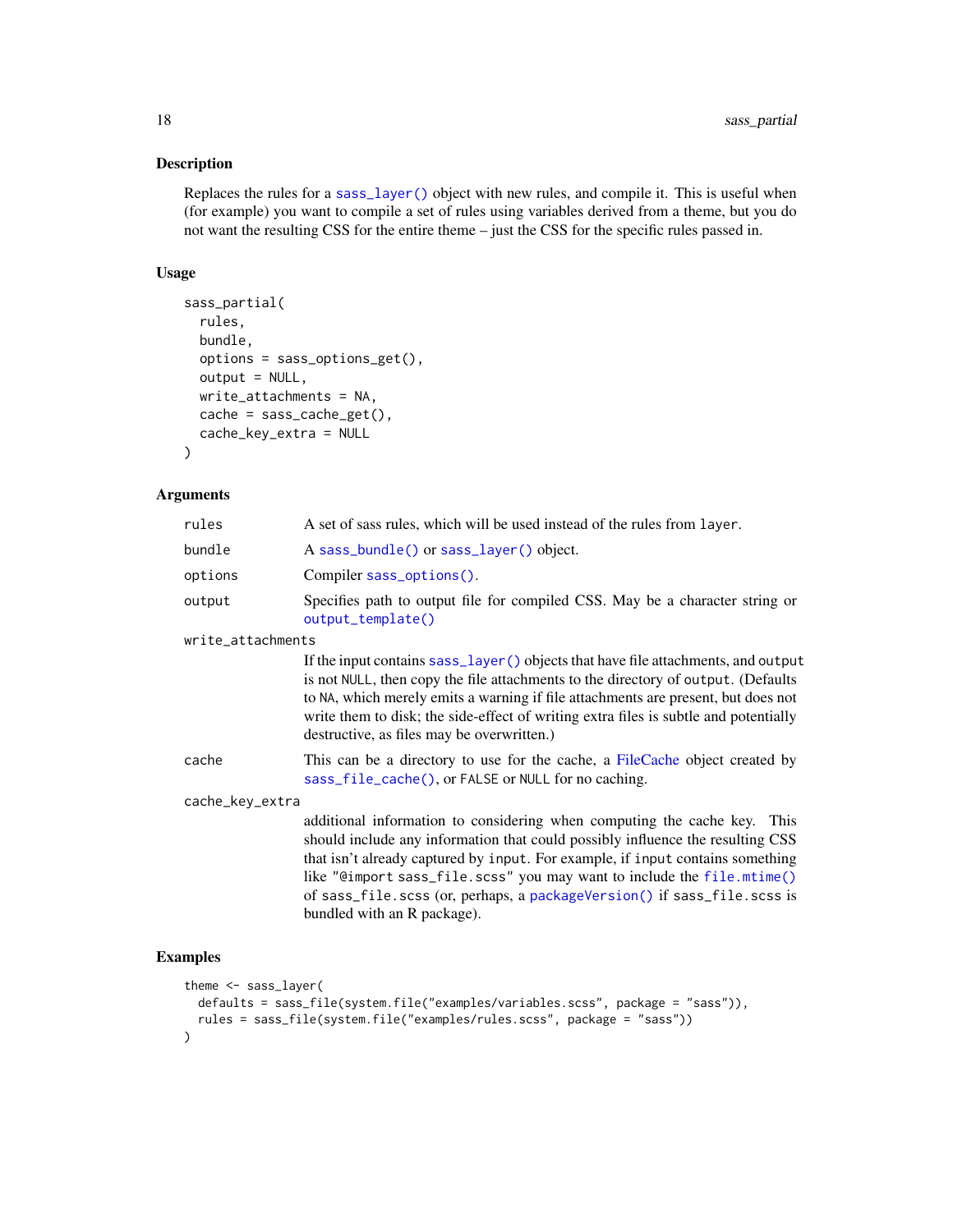## Description

Replaces the rules for a `sass_layer()` object with new rules, and compile it. This is useful when (for example) you want to compile a set of rules using variables derived from a theme, but you do not want the resulting CSS for the entire theme – just the CSS for the specific rules passed in.

## Usage

```
sass_partial(
  rules,
  bundle,
  options = sass_options_get(),
  output = NULL,
  write_attachments = NA,
  cache = sass_cache_get(),
  cache_key_extra = NULL
)
```

## Arguments

| Argument | Description |
| --- | --- |
| `rules` | A set of sass rules, which will be used instead of the rules from `layer`. |
| `bundle` | A `sass_bundle()` or `sass_layer()` object. |
| `options` | Compiler `sass_options()`. |
| `output` | Specifies path to output file for compiled CSS. May be a character string or `output_template()` |
| `write_attachments` | If the input contains `sass_layer()` objects that have file attachments, and `output` is not `NULL`, then copy the file attachments to the directory of `output`. (Defaults to `NA`, which merely emits a warning if file attachments are present, but does not write them to disk; the side-effect of writing extra files is subtle and potentially destructive, as files may be overwritten.) |
| `cache` | This can be a directory to use for the cache, a FileCache object created by `sass_file_cache()`, or `FALSE` or `NULL` for no caching. |
| `cache_key_extra` | additional information to considering when computing the cache key. This should include any information that could possibly influence the resulting CSS that isn't already captured by `input`. For example, if `input` contains something like `"@import sass_file.scss"` you may want to include the `file.mtime()` of `sass_file.scss` (or, perhaps, a `packageVersion()` if `sass_file.scss` is bundled with an R package). |

## Examples

```
theme <- sass_layer(
  defaults = sass_file(system.file("examples/variables.scss", package = "sass")),
  rules = sass_file(system.file("examples/rules.scss", package = "sass"))
)
```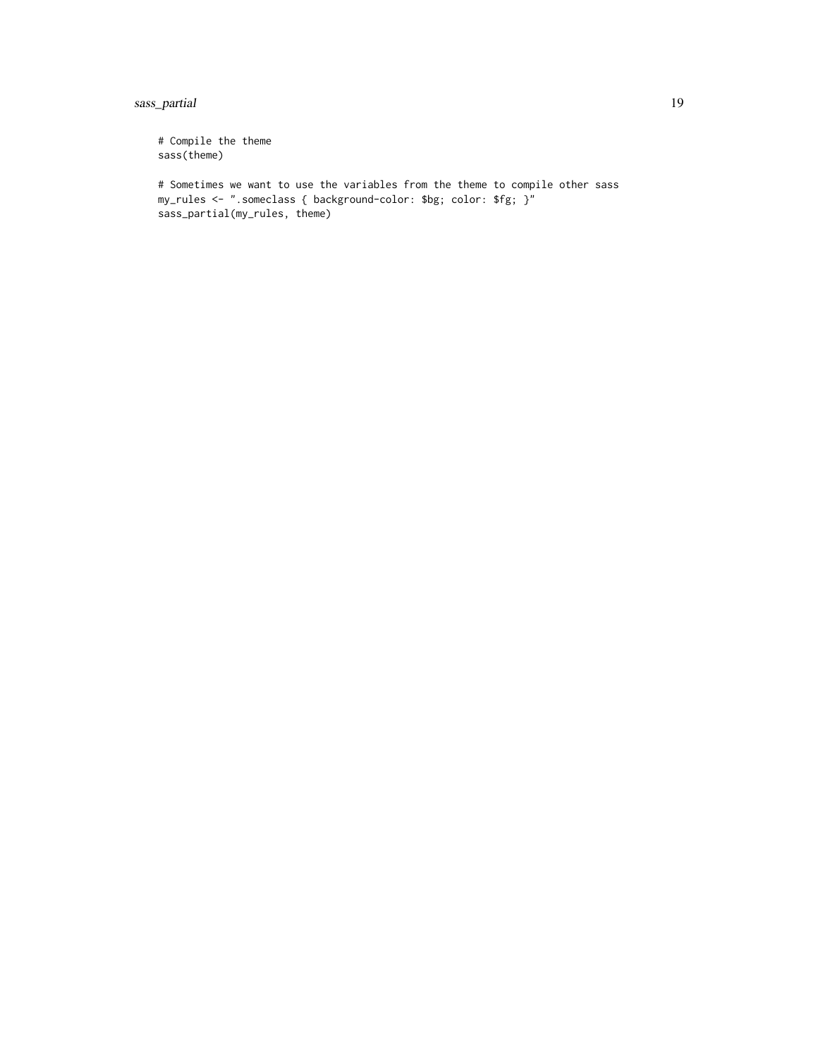```
# Compile the theme
sass(theme)

# Sometimes we want to use the variables from the theme to compile other sass
my_rules <- ".someclass { background-color: $bg; color: $fg; }"
sass_partial(my_rules, theme)
```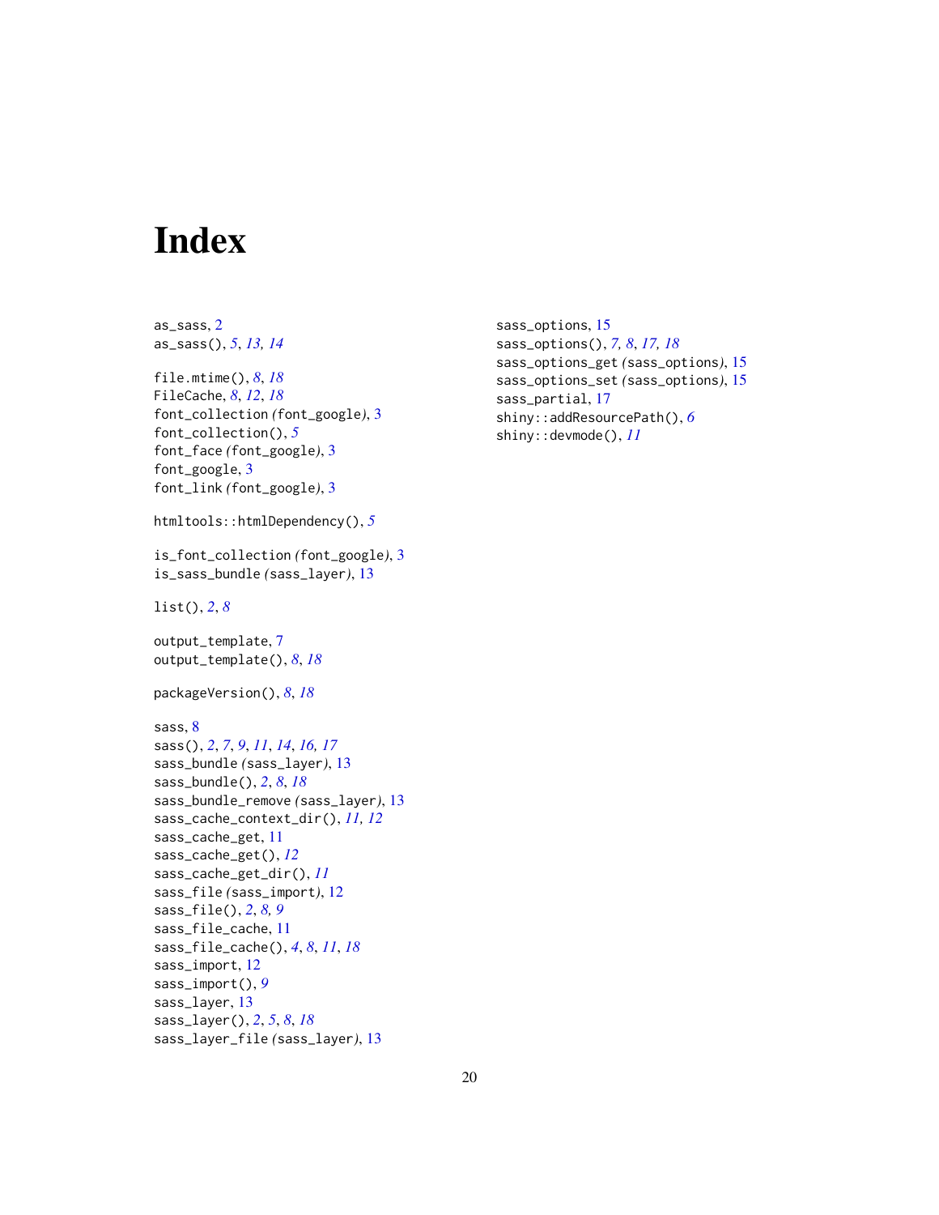# Index

as_sass, 2
as_sass(), *5*, *13, 14*

file.mtime(), *8*, *18*
FileCache, *8*, *12*, *18*
font_collection *(font_google)*, 3
font_collection(), *5*
font_face *(font_google)*, 3
font_google, 3
font_link *(font_google)*, 3

htmltools::htmlDependency(), *5*

is_font_collection *(font_google)*, 3
is_sass_bundle *(sass_layer)*, 13

list(), *2*, *8*

output_template, 7
output_template(), *8*, *18*

packageVersion(), *8*, *18*

sass, 8
sass(), *2*, *7*, *9*, *11*, *14*, *16, 17*
sass_bundle *(sass_layer)*, 13
sass_bundle(), *2*, *8*, *18*
sass_bundle_remove *(sass_layer)*, 13
sass_cache_context_dir(), *11, 12*
sass_cache_get, 11
sass_cache_get(), *12*
sass_cache_get_dir(), *11*
sass_file *(sass_import)*, 12
sass_file(), *2*, *8, 9*
sass_file_cache, 11
sass_file_cache(), *4*, *8*, *11*, *18*
sass_import, 12
sass_import(), *9*
sass_layer, 13
sass_layer(), *2*, *5*, *8*, *18*
sass_layer_file *(sass_layer)*, 13
sass_options, 15
sass_options(), *7, 8*, *17, 18*
sass_options_get *(sass_options)*, 15
sass_options_set *(sass_options)*, 15
sass_partial, 17
shiny::addResourcePath(), *6*
shiny::devmode(), *11*